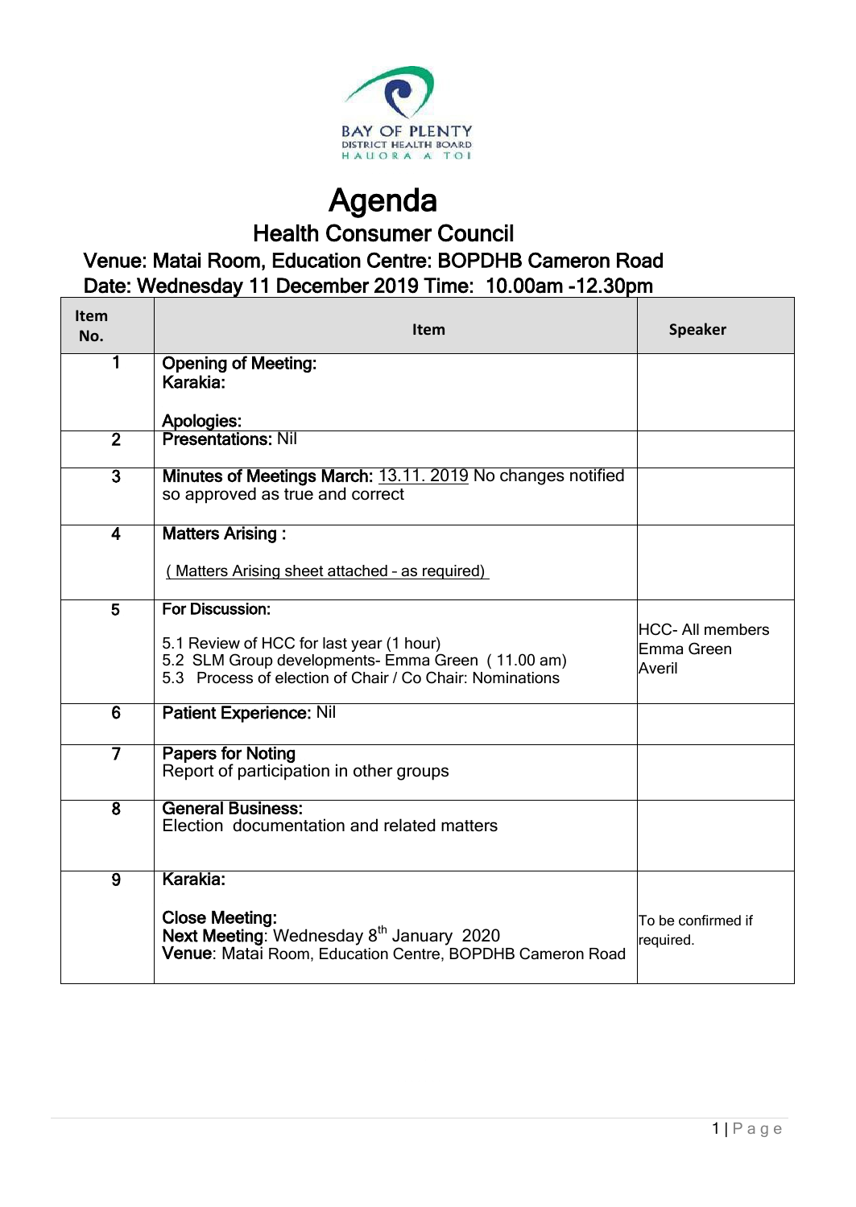BAY OF PLENTY
DISTRICT HEALTH BOARD
HAUORA A TOI

# Agenda

## Health Consumer Council

### Venue: Matai Room, Education Centre: BOPDHB Cameron Road
### Date: Wednesday 11 December 2019 Time: 10.00am -12.30pm

| Item No. | Item | Speaker |
|---|---|---|
| 1 | **Opening of Meeting:**<br>**Karakia:**<br><br>**Apologies:** | |
| 2 | **Presentations:** Nil | |
| 3 | **Minutes of Meetings March:** 13.11. 2019 No changes notified so approved as true and correct | |
| 4 | **Matters Arising :**<br><br>( Matters Arising sheet attached – as required) | |
| 5 | **For Discussion:**<br><br>5.1 Review of HCC for last year (1 hour)<br>5.2 SLM Group developments- Emma Green ( 11.00 am)<br>5.3 Process of election of Chair / Co Chair: Nominations | HCC- All members<br>Emma Green<br>Averil |
| 6 | **Patient Experience:** Nil | |
| 7 | **Papers for Noting**<br>Report of participation in other groups | |
| 8 | **General Business:**<br>Election documentation and related matters | |
| 9 | **Karakia:**<br><br>**Close Meeting:**<br>**Next Meeting**: Wednesday 8th January 2020<br>**Venue**: Matai Room, Education Centre, BOPDHB Cameron Road | To be confirmed if required. |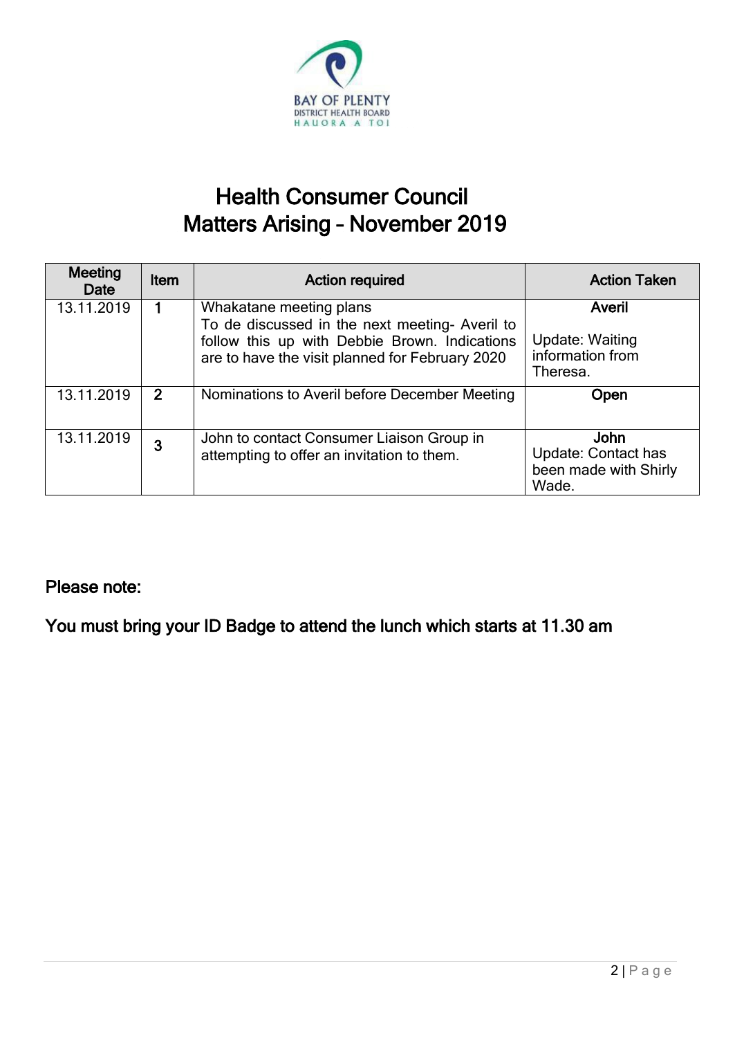BAY OF PLENTY
DISTRICT HEALTH BOARD
HAUORA A TOI

# Health Consumer Council
# Matters Arising – November 2019

| Meeting Date | Item | Action required | Action Taken |
|---|---|---|---|
| 13.11.2019 | 1 | Whakatane meeting plans<br>To de discussed in the next meeting- Averil to follow this up with Debbie Brown. Indications are to have the visit planned for February 2020 | **Averil**<br><br>Update: Waiting information from Theresa. |
| 13.11.2019 | 2 | Nominations to Averil before December Meeting | **Open** |
| 13.11.2019 | 3 | John to contact Consumer Liaison Group in attempting to offer an invitation to them. | **John**<br>Update: Contact has been made with Shirly Wade. |

**Please note:**

**You must bring your ID Badge to attend the lunch which starts at 11.30 am**